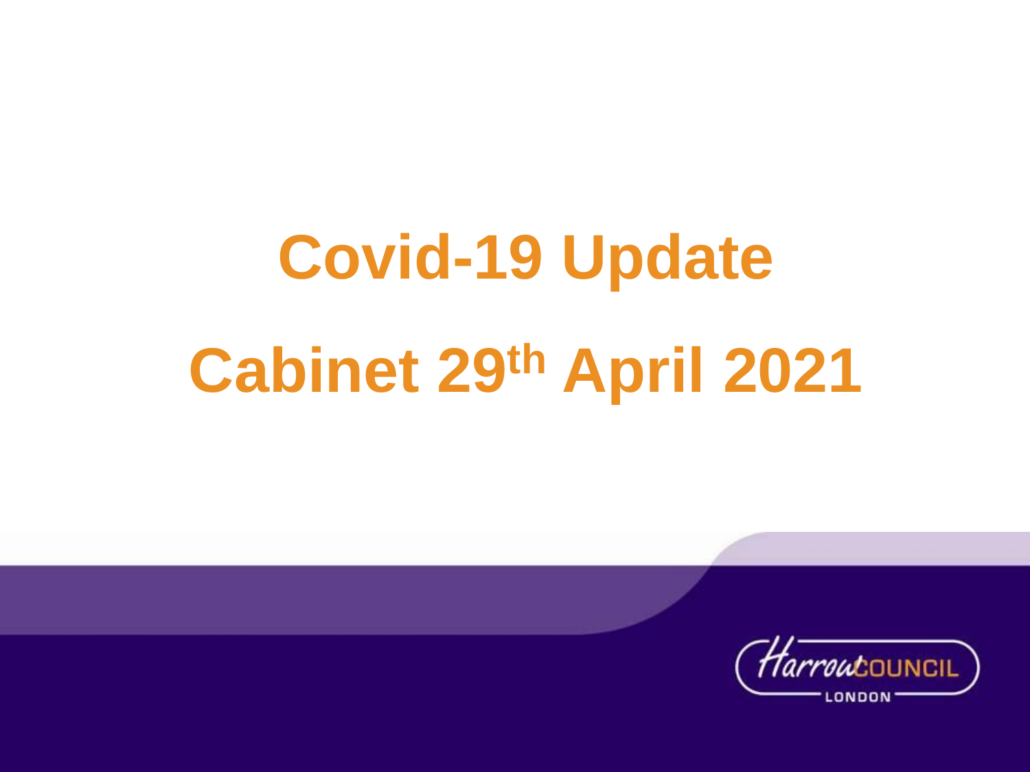# Covid-19 Update

# Cabinet 29th April 2021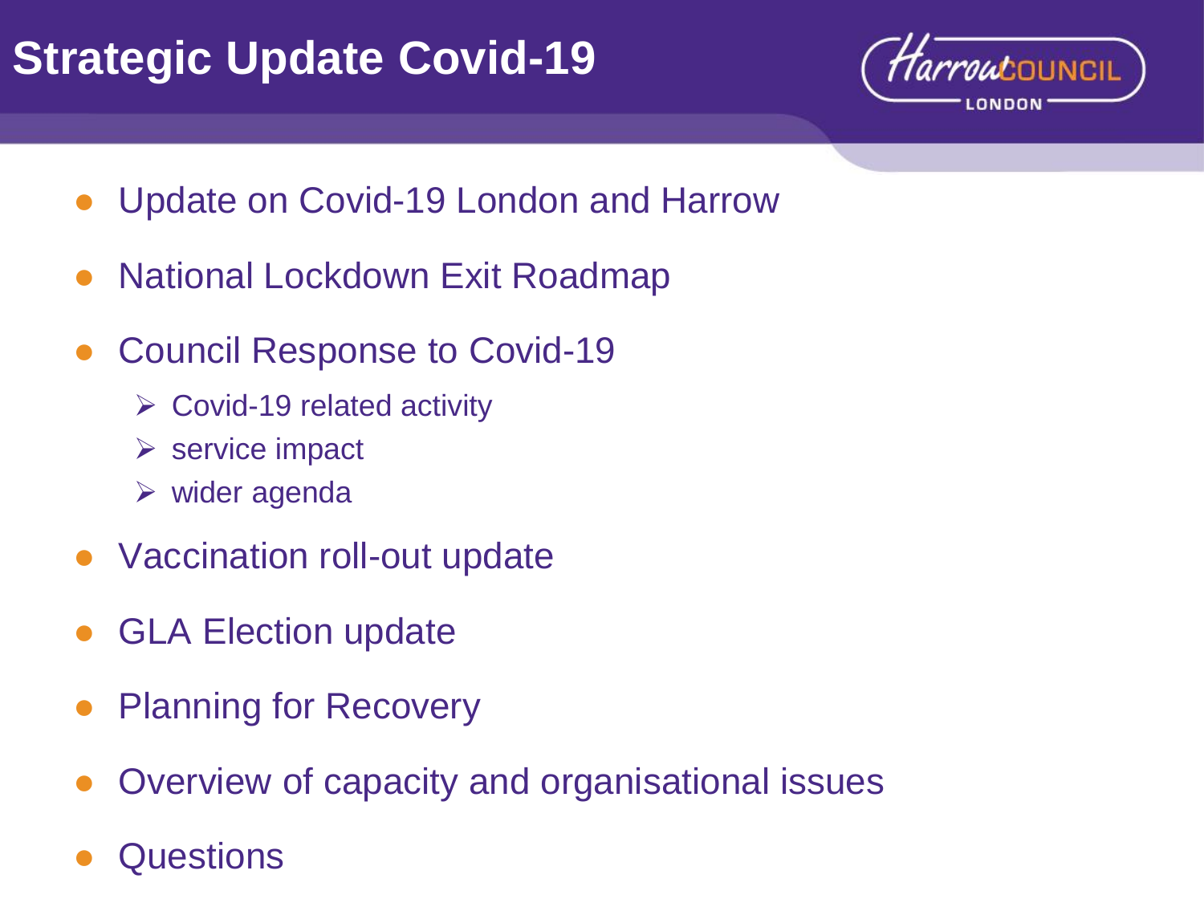# Strategic Update Covid-19

- Update on Covid-19 London and Harrow
- National Lockdown Exit Roadmap
- Council Response to Covid-19
  - Covid-19 related activity
  - service impact
  - wider agenda
- Vaccination roll-out update
- GLA Election update
- Planning for Recovery
- Overview of capacity and organisational issues
- Questions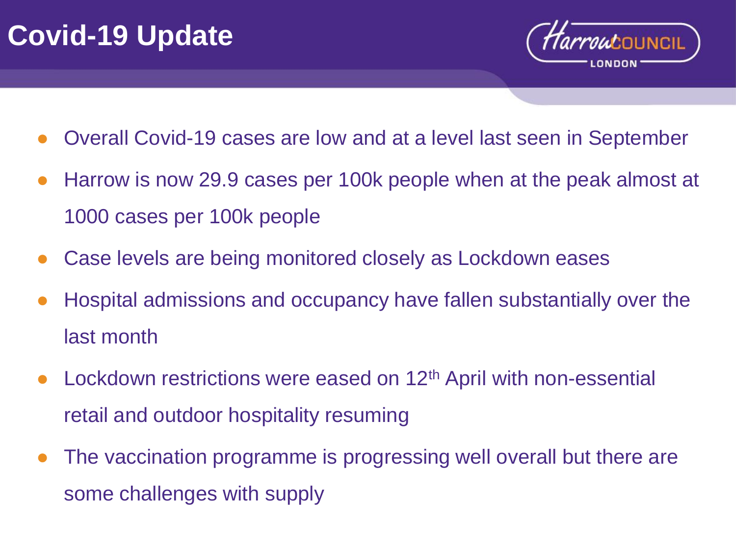# Covid-19 Update

Harrow COUNCIL LONDON

- Overall Covid-19 cases are low and at a level last seen in September
- Harrow is now 29.9 cases per 100k people when at the peak almost at 1000 cases per 100k people
- Case levels are being monitored closely as Lockdown eases
- Hospital admissions and occupancy have fallen substantially over the last month
- Lockdown restrictions were eased on 12th April with non-essential retail and outdoor hospitality resuming
- The vaccination programme is progressing well overall but there are some challenges with supply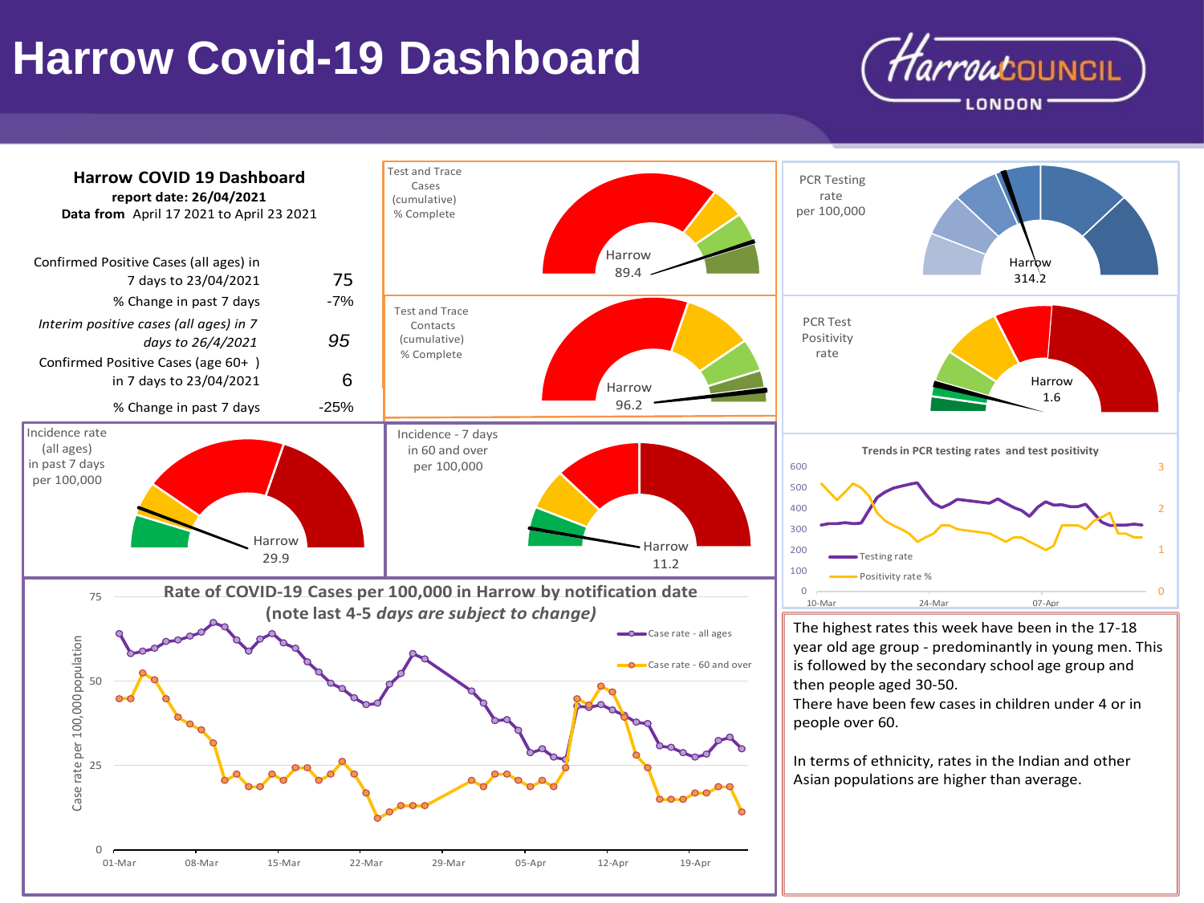# Harrow Covid-19 Dashboard

Harrow COUNCIL LONDON

**Harrow COVID 19 Dashboard**
**report date: 26/04/2021**
**Data from** April 17 2021 to April 23 2021

| | |
|---|---|
| Confirmed Positive Cases (all ages) in 7 days to 23/04/2021 | 75 |
| % Change in past 7 days | -7% |
| *Interim positive cases (all ages) in 7 days to 26/4/2021* | *95* |
| Confirmed Positive Cases (age 60+ ) in 7 days to 23/04/2021 | 6 |
| % Change in past 7 days | -25% |

Test and Trace Cases (cumulative) % Complete — Harrow 89.4

Test and Trace Contacts (cumulative) % Complete — Harrow 96.2

PCR Testing rate per 100,000 — Harrow 314.2

PCR Test Positivity rate — Harrow 1.6

Incidence rate (all ages) in past 7 days per 100,000 — Harrow 29.9

Incidence - 7 days in 60 and over per 100,000 — Harrow 11.2

**Trends in PCR testing rates and test positivity**

Testing rate; Positivity rate %

**Rate of COVID-19 Cases per 100,000 in Harrow by notification date (note last 4-5 *days are subject to change)***

Case rate - all ages; Case rate - 60 and over

The highest rates this week have been in the 17-18 year old age group - predominantly in young men. This is followed by the secondary school age group and then people aged 30-50.

There have been few cases in children under 4 or in people over 60.

In terms of ethnicity, rates in the Indian and other Asian populations are higher than average.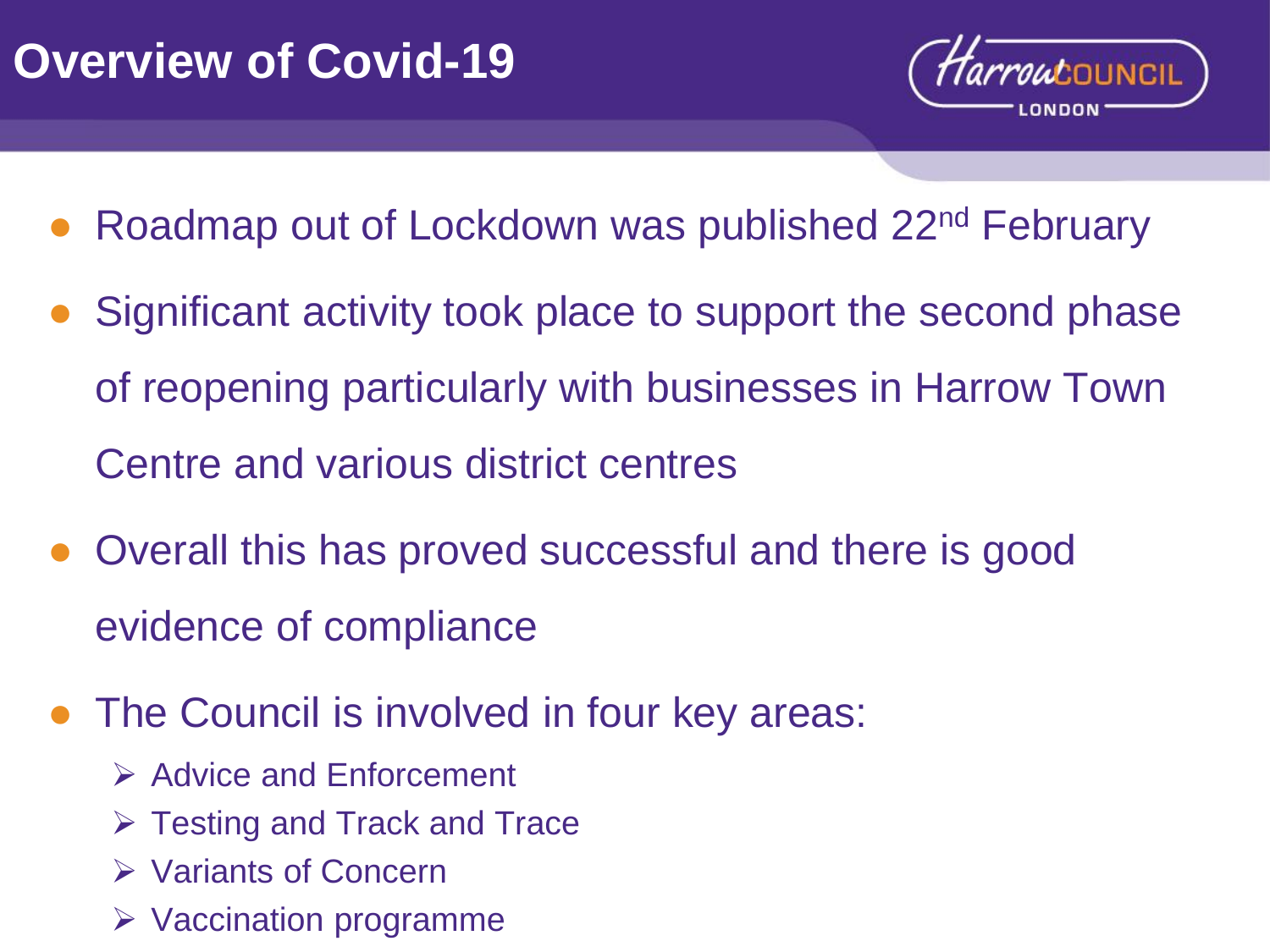# Overview of Covid-19

- Roadmap out of Lockdown was published 22nd February
- Significant activity took place to support the second phase of reopening particularly with businesses in Harrow Town Centre and various district centres
- Overall this has proved successful and there is good evidence of compliance
- The Council is involved in four key areas:
  - Advice and Enforcement
  - Testing and Track and Trace
  - Variants of Concern
  - Vaccination programme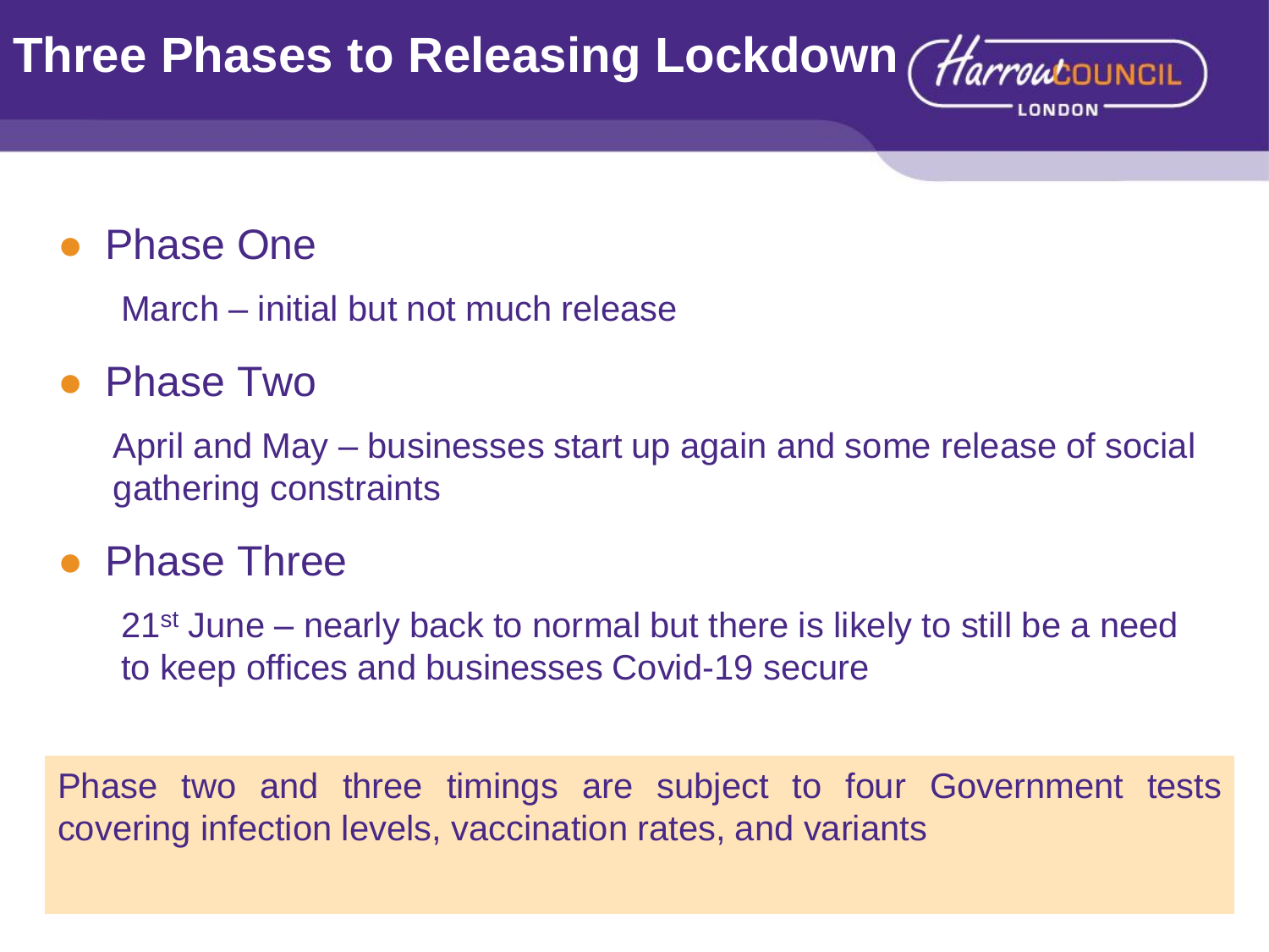# Three Phases to Releasing Lockdown

- Phase One

  March – initial but not much release

- Phase Two

  April and May – businesses start up again and some release of social gathering constraints

- Phase Three

  21st June – nearly back to normal but there is likely to still be a need to keep offices and businesses Covid-19 secure

Phase two and three timings are subject to four Government tests covering infection levels, vaccination rates, and variants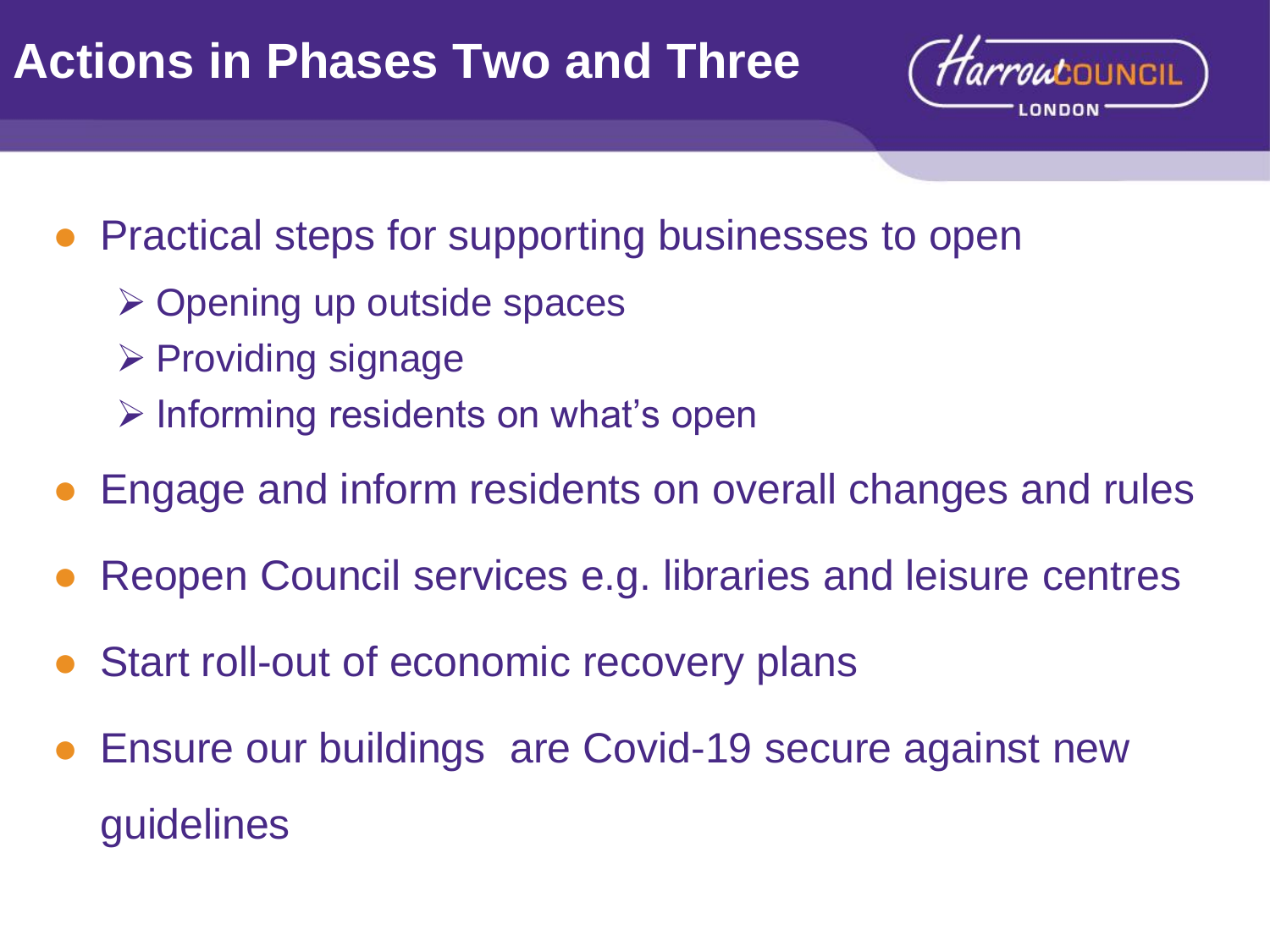# Actions in Phases Two and Three

- Practical steps for supporting businesses to open
  - Opening up outside spaces
  - Providing signage
  - Informing residents on what's open
- Engage and inform residents on overall changes and rules
- Reopen Council services e.g. libraries and leisure centres
- Start roll-out of economic recovery plans
- Ensure our buildings are Covid-19 secure against new guidelines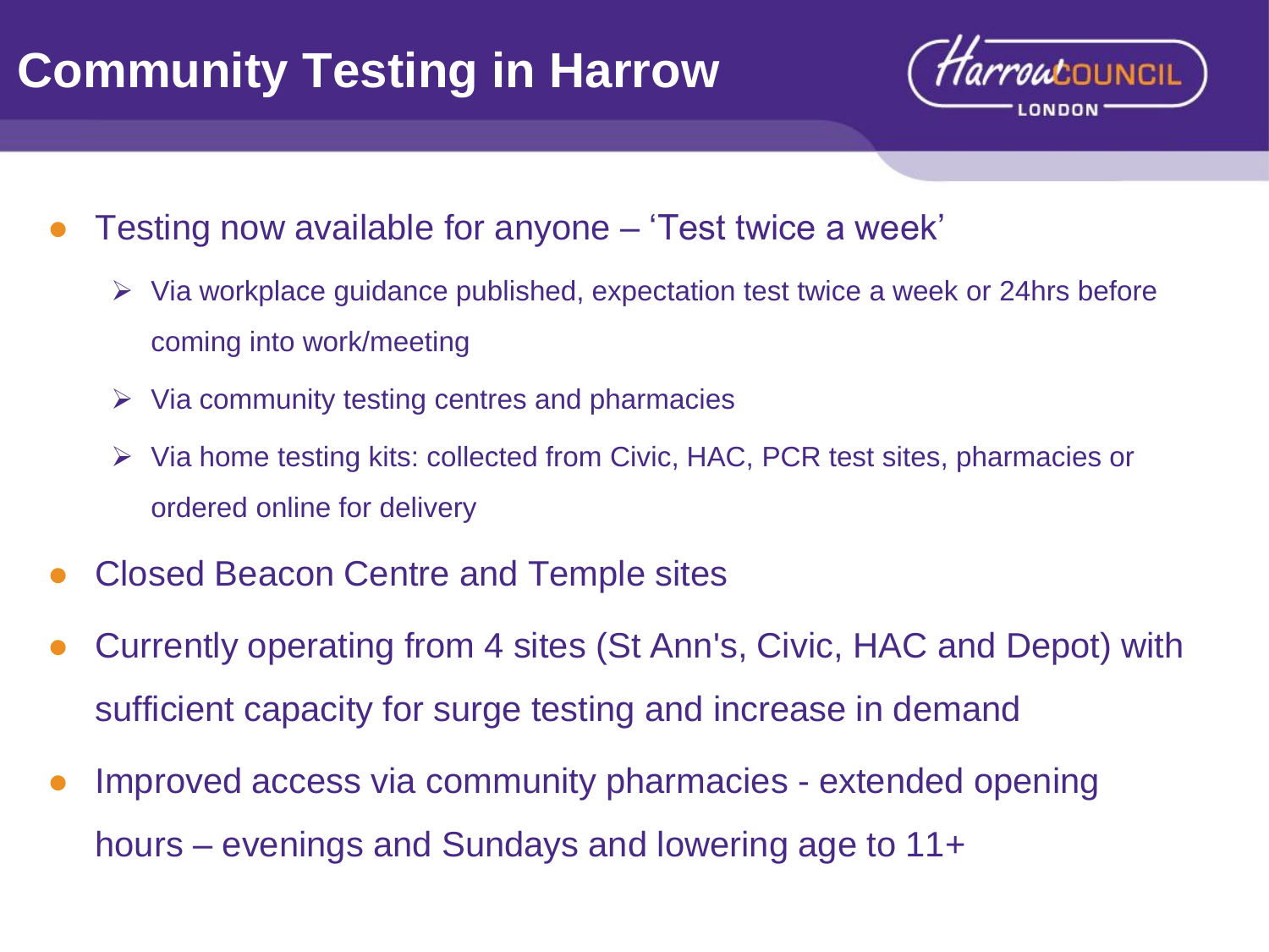# Community Testing in Harrow

- Testing now available for anyone – 'Test twice a week'
  - Via workplace guidance published, expectation test twice a week or 24hrs before coming into work/meeting
  - Via community testing centres and pharmacies
  - Via home testing kits: collected from Civic, HAC, PCR test sites, pharmacies or ordered online for delivery
- Closed Beacon Centre and Temple sites
- Currently operating from 4 sites (St Ann's, Civic, HAC and Depot) with sufficient capacity for surge testing and increase in demand
- Improved access via community pharmacies - extended opening hours – evenings and Sundays and lowering age to 11+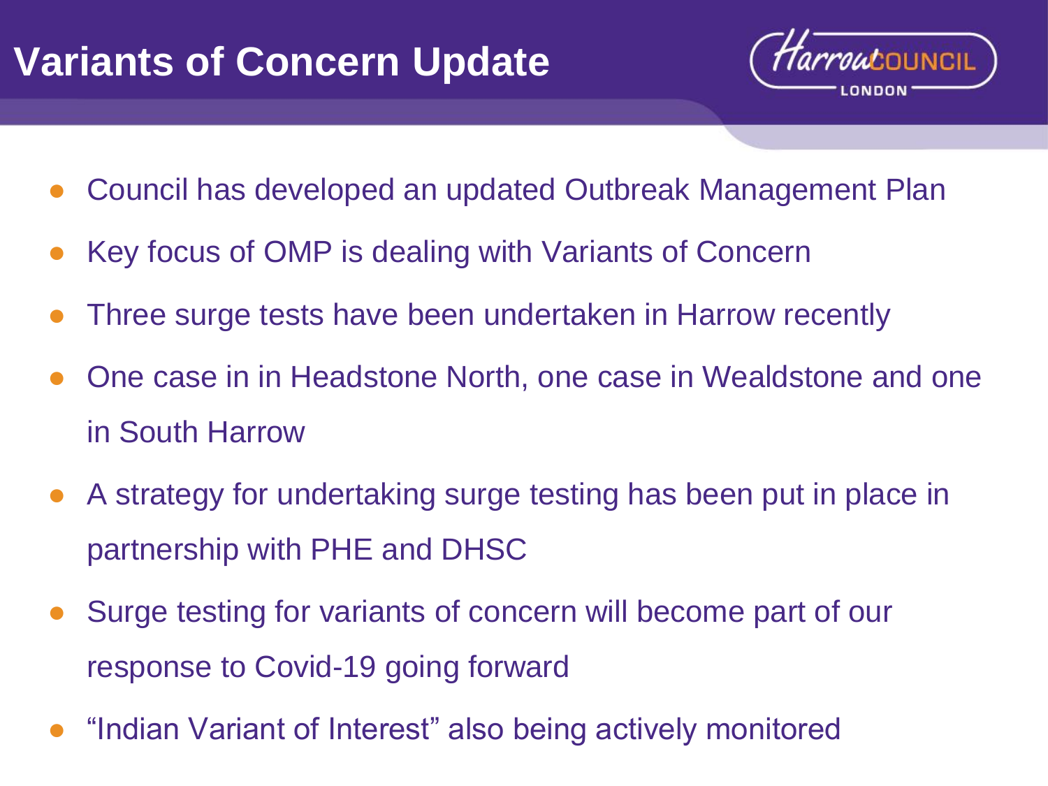# Variants of Concern Update

- Council has developed an updated Outbreak Management Plan
- Key focus of OMP is dealing with Variants of Concern
- Three surge tests have been undertaken in Harrow recently
- One case in in Headstone North, one case in Wealdstone and one in South Harrow
- A strategy for undertaking surge testing has been put in place in partnership with PHE and DHSC
- Surge testing for variants of concern will become part of our response to Covid-19 going forward
- "Indian Variant of Interest" also being actively monitored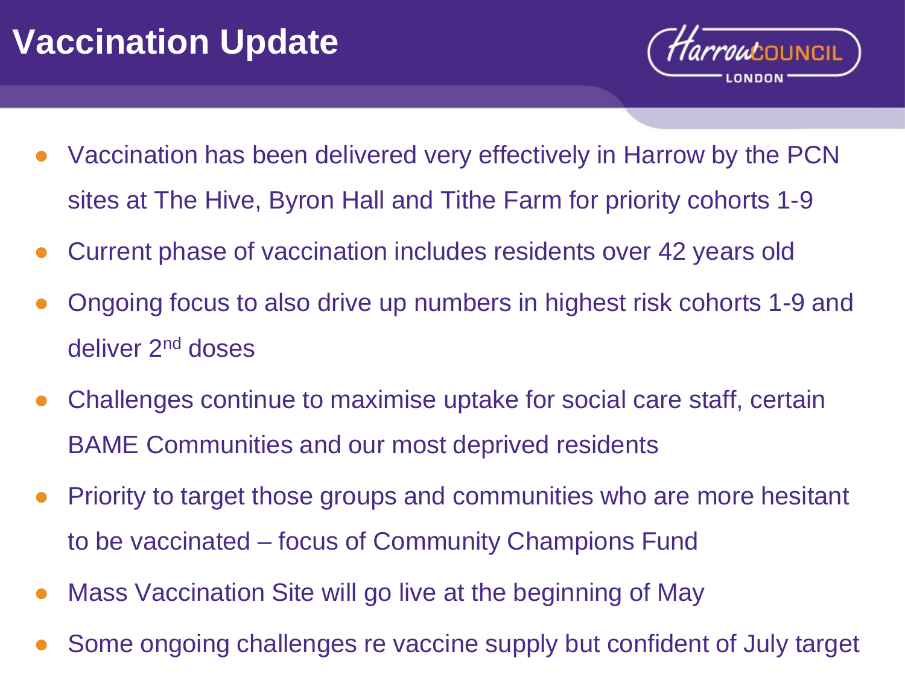# Vaccination Update

Harrow COUNCIL LONDON

- Vaccination has been delivered very effectively in Harrow by the PCN sites at The Hive, Byron Hall and Tithe Farm for priority cohorts 1-9
- Current phase of vaccination includes residents over 42 years old
- Ongoing focus to also drive up numbers in highest risk cohorts 1-9 and deliver 2nd doses
- Challenges continue to maximise uptake for social care staff, certain BAME Communities and our most deprived residents
- Priority to target those groups and communities who are more hesitant to be vaccinated – focus of Community Champions Fund
- Mass Vaccination Site will go live at the beginning of May
- Some ongoing challenges re vaccine supply but confident of July target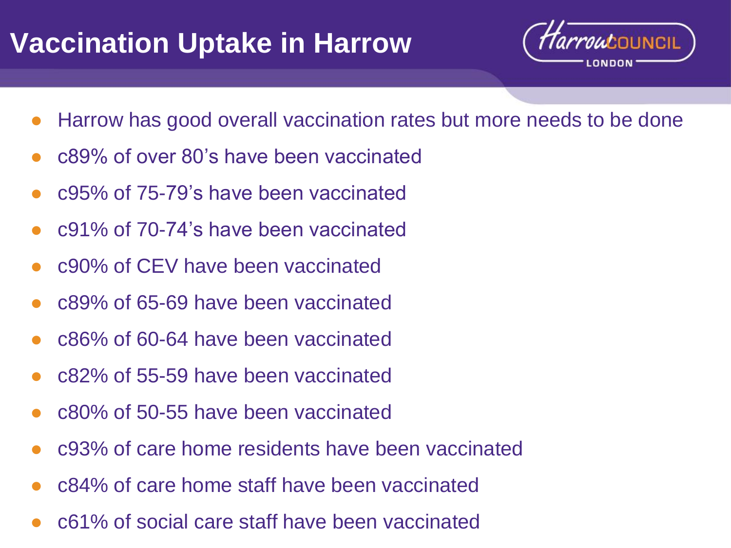# Vaccination Uptake in Harrow

Harrow COUNCIL LONDON

- Harrow has good overall vaccination rates but more needs to be done
- c89% of over 80's have been vaccinated
- c95% of 75-79's have been vaccinated
- c91% of 70-74's have been vaccinated
- c90% of CEV have been vaccinated
- c89% of 65-69 have been vaccinated
- c86% of 60-64 have been vaccinated
- c82% of 55-59 have been vaccinated
- c80% of 50-55 have been vaccinated
- c93% of care home residents have been vaccinated
- c84% of care home staff have been vaccinated
- c61% of social care staff have been vaccinated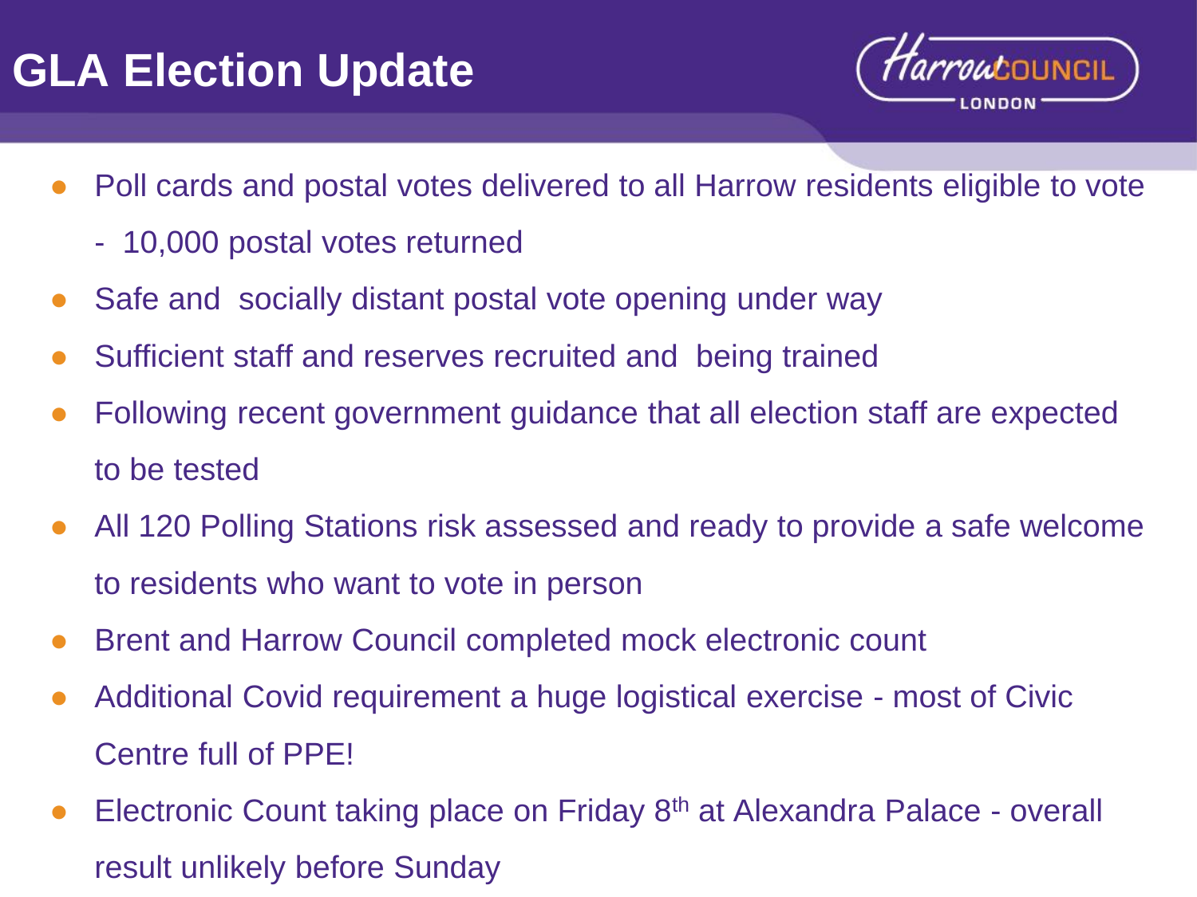# GLA Election Update

- Poll cards and postal votes delivered to all Harrow residents eligible to vote
  - 10,000 postal votes returned
- Safe and socially distant postal vote opening under way
- Sufficient staff and reserves recruited and being trained
- Following recent government guidance that all election staff are expected to be tested
- All 120 Polling Stations risk assessed and ready to provide a safe welcome to residents who want to vote in person
- Brent and Harrow Council completed mock electronic count
- Additional Covid requirement a huge logistical exercise - most of Civic Centre full of PPE!
- Electronic Count taking place on Friday 8th at Alexandra Palace - overall result unlikely before Sunday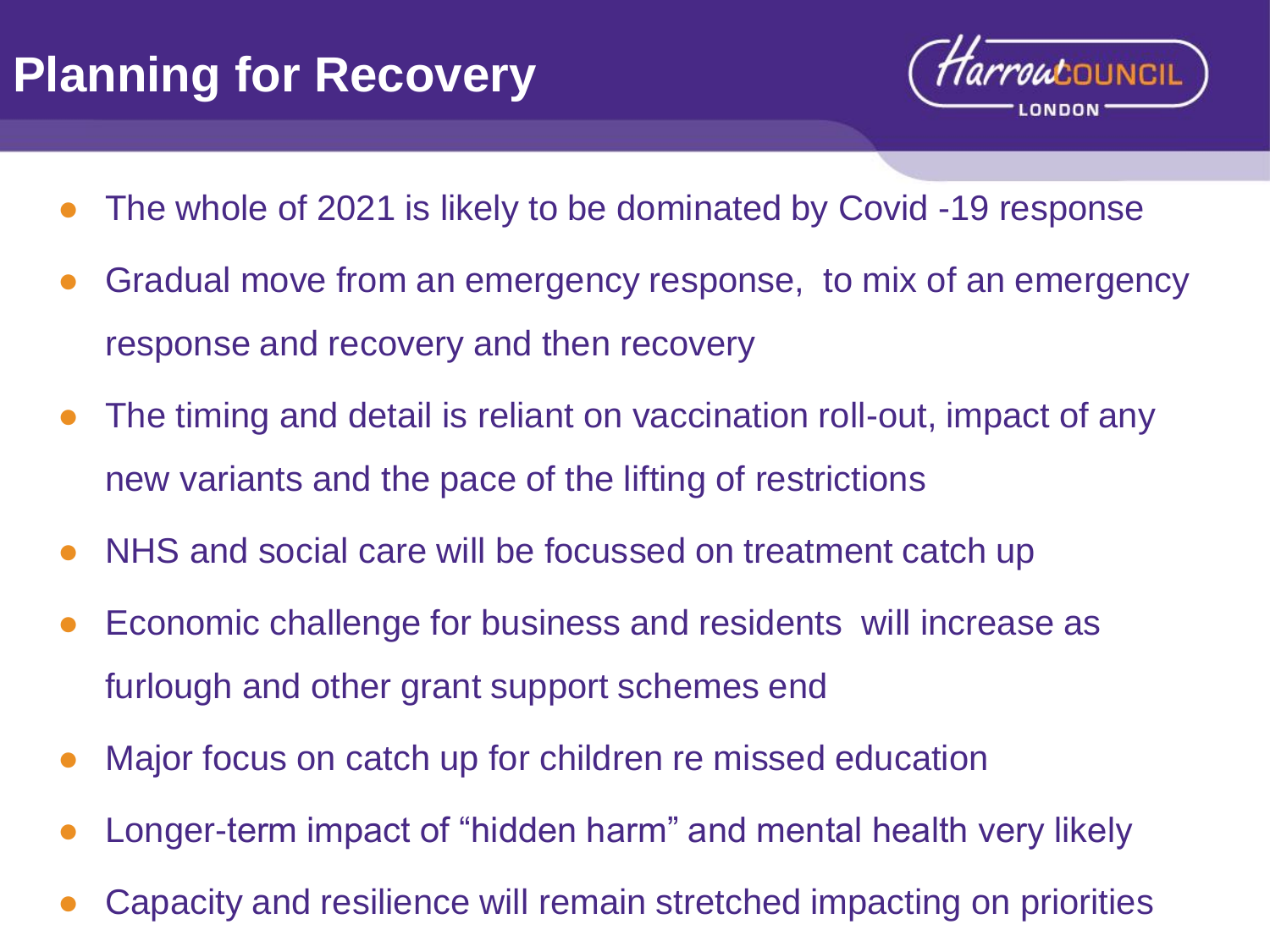# Planning for Recovery

- The whole of 2021 is likely to be dominated by Covid -19 response
- Gradual move from an emergency response, to mix of an emergency response and recovery and then recovery
- The timing and detail is reliant on vaccination roll-out, impact of any new variants and the pace of the lifting of restrictions
- NHS and social care will be focussed on treatment catch up
- Economic challenge for business and residents will increase as furlough and other grant support schemes end
- Major focus on catch up for children re missed education
- Longer-term impact of "hidden harm" and mental health very likely
- Capacity and resilience will remain stretched impacting on priorities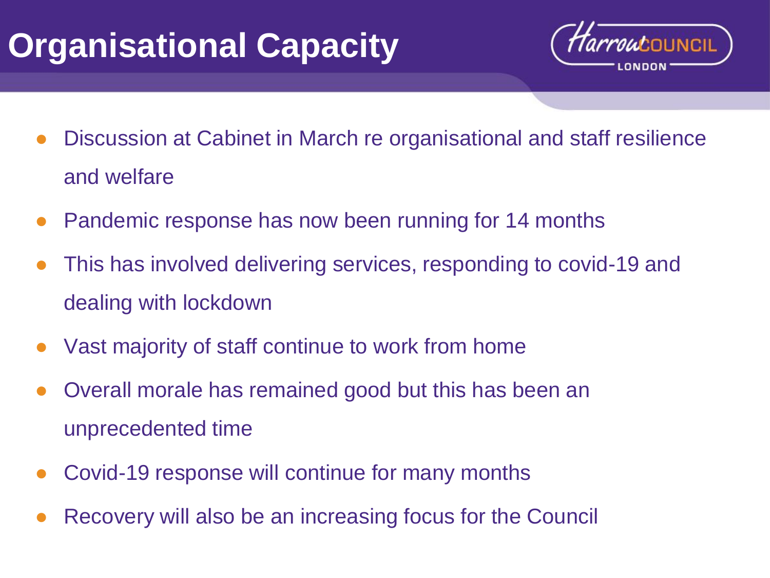# Organisational Capacity

- Discussion at Cabinet in March re organisational and staff resilience and welfare
- Pandemic response has now been running for 14 months
- This has involved delivering services, responding to covid-19 and dealing with lockdown
- Vast majority of staff continue to work from home
- Overall morale has remained good but this has been an unprecedented time
- Covid-19 response will continue for many months
- Recovery will also be an increasing focus for the Council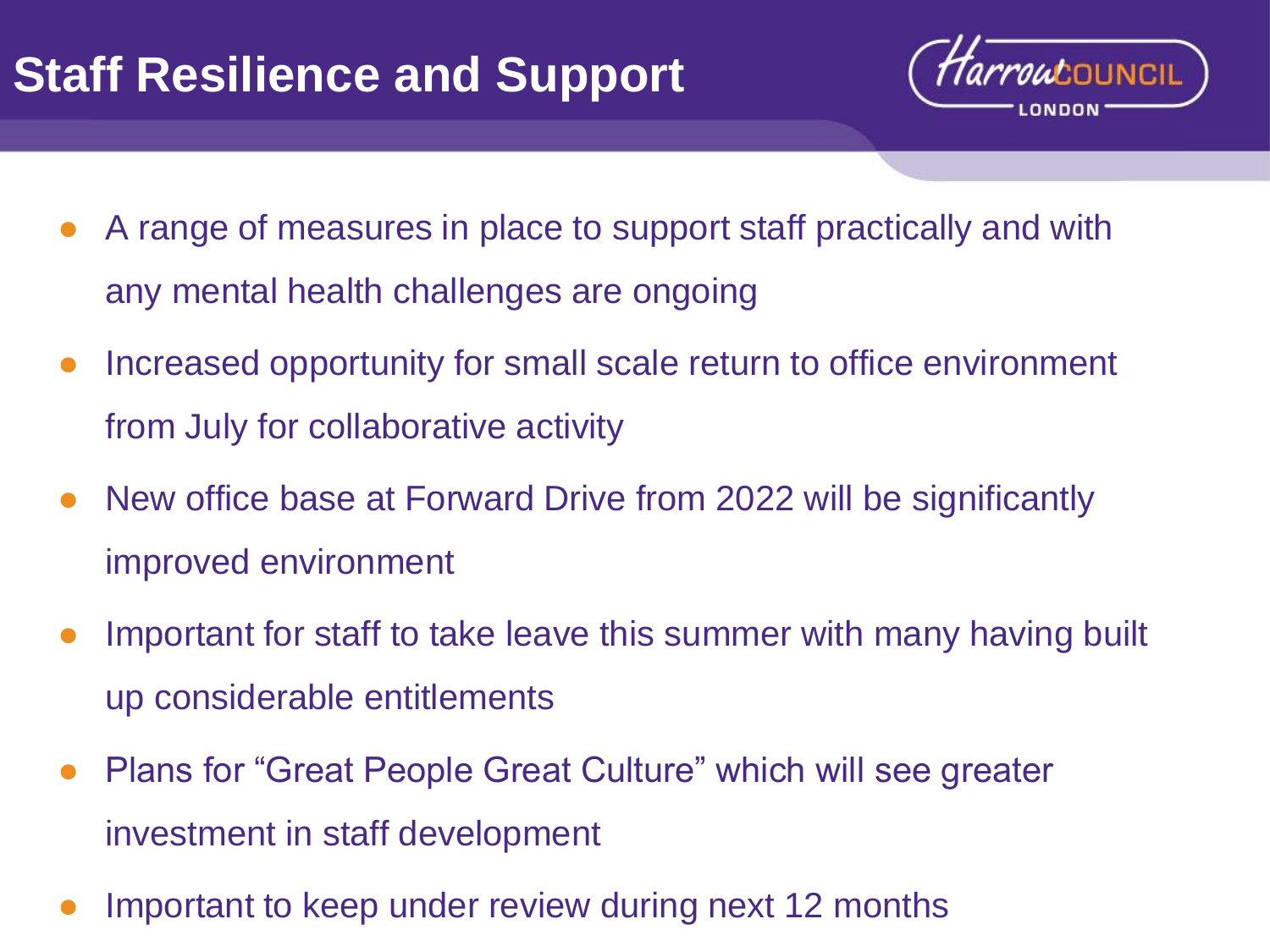# Staff Resilience and Support

- A range of measures in place to support staff practically and with any mental health challenges are ongoing
- Increased opportunity for small scale return to office environment from July for collaborative activity
- New office base at Forward Drive from 2022 will be significantly improved environment
- Important for staff to take leave this summer with many having built up considerable entitlements
- Plans for "Great People Great Culture" which will see greater investment in staff development
- Important to keep under review during next 12 months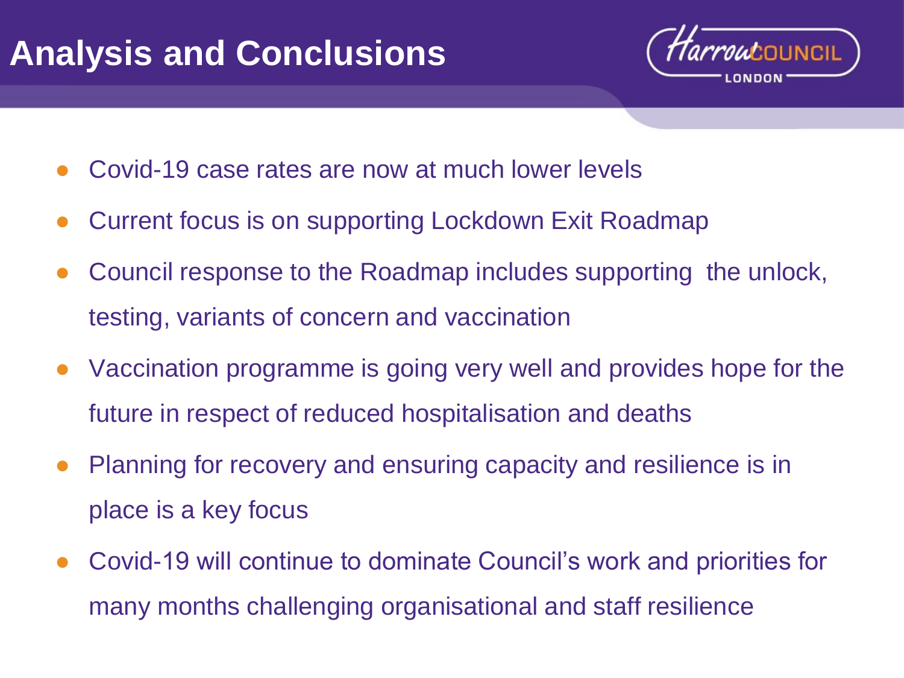# Analysis and Conclusions

- Covid-19 case rates are now at much lower levels
- Current focus is on supporting Lockdown Exit Roadmap
- Council response to the Roadmap includes supporting the unlock, testing, variants of concern and vaccination
- Vaccination programme is going very well and provides hope for the future in respect of reduced hospitalisation and deaths
- Planning for recovery and ensuring capacity and resilience is in place is a key focus
- Covid-19 will continue to dominate Council's work and priorities for many months challenging organisational and staff resilience